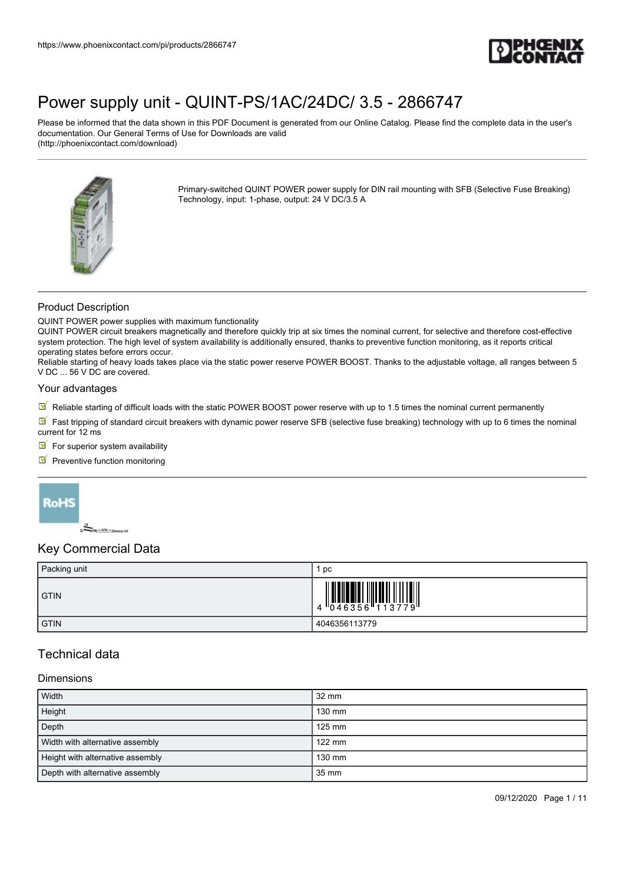https://www.phoenixcontact.com/pi/products/2866747

# Power supply unit - QUINT-PS/1AC/24DC/ 3.5 - 2866747

Please be informed that the data shown in this PDF Document is generated from our Online Catalog. Please find the complete data in the user's documentation. Our General Terms of Use for Downloads are valid (http://phoenixcontact.com/download)

Primary-switched QUINT POWER power supply for DIN rail mounting with SFB (Selective Fuse Breaking) Technology, input: 1-phase, output: 24 V DC/3.5 A

## Product Description

QUINT POWER power supplies with maximum functionality

QUINT POWER circuit breakers magnetically and therefore quickly trip at six times the nominal current, for selective and therefore cost-effective system protection. The high level of system availability is additionally ensured, thanks to preventive function monitoring, as it reports critical operating states before errors occur.

Reliable starting of heavy loads takes place via the static power reserve POWER BOOST. Thanks to the adjustable voltage, all ranges between 5 V DC ... 56 V DC are covered.

## Your advantages

- Reliable starting of difficult loads with the static POWER BOOST power reserve with up to 1.5 times the nominal current permanently
- Fast tripping of standard circuit breakers with dynamic power reserve SFB (selective fuse breaking) technology with up to 6 times the nominal current for 12 ms
- For superior system availability
- Preventive function monitoring

## Key Commercial Data

| Packing unit | 1 pc |
|---|---|
| GTIN | 4 046356 113779 |
| GTIN | 4046356113779 |

## Technical data

### Dimensions

| Width | 32 mm |
|---|---|
| Height | 130 mm |
| Depth | 125 mm |
| Width with alternative assembly | 122 mm |
| Height with alternative assembly | 130 mm |
| Depth with alternative assembly | 35 mm |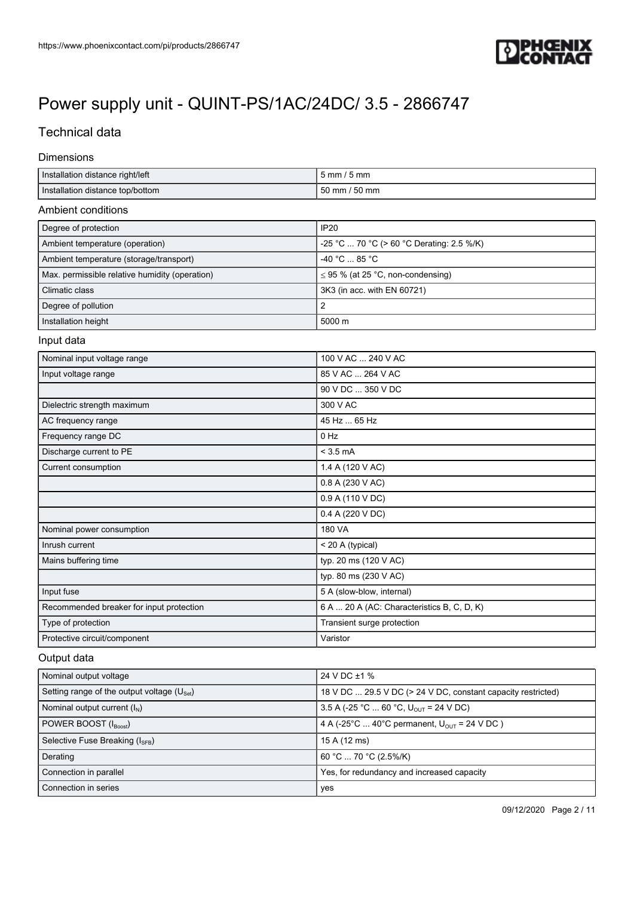# Power supply unit - QUINT-PS/1AC/24DC/ 3.5 - 2866747

## Technical data

### Dimensions

| | |
|---|---|
| Installation distance right/left | 5 mm / 5 mm |
| Installation distance top/bottom | 50 mm / 50 mm |

### Ambient conditions

| | |
|---|---|
| Degree of protection | IP20 |
| Ambient temperature (operation) | -25 °C ... 70 °C (> 60 °C Derating: 2.5 %/K) |
| Ambient temperature (storage/transport) | -40 °C ... 85 °C |
| Max. permissible relative humidity (operation) | ≤ 95 % (at 25 °C, non-condensing) |
| Climatic class | 3K3 (in acc. with EN 60721) |
| Degree of pollution | 2 |
| Installation height | 5000 m |

### Input data

| | |
|---|---|
| Nominal input voltage range | 100 V AC ... 240 V AC |
| Input voltage range | 85 V AC ... 264 V AC |
| | 90 V DC ... 350 V DC |
| Dielectric strength maximum | 300 V AC |
| AC frequency range | 45 Hz ... 65 Hz |
| Frequency range DC | 0 Hz |
| Discharge current to PE | < 3.5 mA |
| Current consumption | 1.4 A (120 V AC) |
| | 0.8 A (230 V AC) |
| | 0.9 A (110 V DC) |
| | 0.4 A (220 V DC) |
| Nominal power consumption | 180 VA |
| Inrush current | < 20 A (typical) |
| Mains buffering time | typ. 20 ms (120 V AC) |
| | typ. 80 ms (230 V AC) |
| Input fuse | 5 A (slow-blow, internal) |
| Recommended breaker for input protection | 6 A ... 20 A (AC: Characteristics B, C, D, K) |
| Type of protection | Transient surge protection |
| Protective circuit/component | Varistor |

### Output data

| | |
|---|---|
| Nominal output voltage | 24 V DC ±1 % |
| Setting range of the output voltage ($U_{Set}$) | 18 V DC ... 29.5 V DC (> 24 V DC, constant capacity restricted) |
| Nominal output current ($I_N$) | 3.5 A (-25 °C ... 60 °C, $U_{OUT}$ = 24 V DC) |
| POWER BOOST ($I_{Boost}$) | 4 A (-25°C ... 40°C permanent, $U_{OUT}$ = 24 V DC ) |
| Selective Fuse Breaking ($I_{SFB}$) | 15 A (12 ms) |
| Derating | 60 °C ... 70 °C (2.5%/K) |
| Connection in parallel | Yes, for redundancy and increased capacity |
| Connection in series | yes |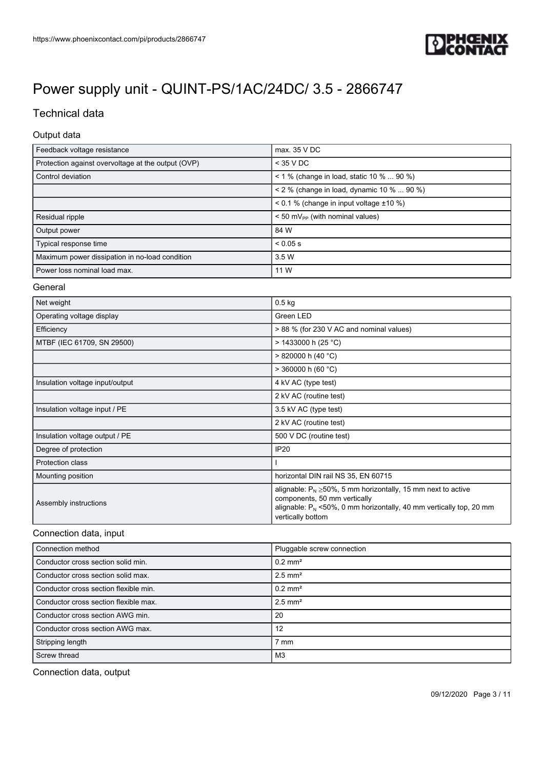# Power supply unit - QUINT-PS/1AC/24DC/ 3.5 - 2866747

## Technical data

### Output data

| | |
|---|---|
| Feedback voltage resistance | max. 35 V DC |
| Protection against overvoltage at the output (OVP) | < 35 V DC |
| Control deviation | < 1 % (change in load, static 10 % ... 90 %) |
| | < 2 % (change in load, dynamic 10 % ... 90 %) |
| | < 0.1 % (change in input voltage ±10 %) |
| Residual ripple | < 50 $mV_{PP}$ (with nominal values) |
| Output power | 84 W |
| Typical response time | < 0.05 s |
| Maximum power dissipation in no-load condition | 3.5 W |
| Power loss nominal load max. | 11 W |

### General

| | |
|---|---|
| Net weight | 0.5 kg |
| Operating voltage display | Green LED |
| Efficiency | > 88 % (for 230 V AC and nominal values) |
| MTBF (IEC 61709, SN 29500) | > 1433000 h (25 °C) |
| | > 820000 h (40 °C) |
| | > 360000 h (60 °C) |
| Insulation voltage input/output | 4 kV AC (type test) |
| | 2 kV AC (routine test) |
| Insulation voltage input / PE | 3.5 kV AC (type test) |
| | 2 kV AC (routine test) |
| Insulation voltage output / PE | 500 V DC (routine test) |
| Degree of protection | IP20 |
| Protection class | I |
| Mounting position | horizontal DIN rail NS 35, EN 60715 |
| Assembly instructions | alignable: $P_N \geq 50\%$, 5 mm horizontally, 15 mm next to active components, 50 mm vertically<br>alignable: $P_N < 50\%$, 0 mm horizontally, 40 mm vertically top, 20 mm vertically bottom |

### Connection data, input

| | |
|---|---|
| Connection method | Pluggable screw connection |
| Conductor cross section solid min. | 0.2 mm² |
| Conductor cross section solid max. | 2.5 mm² |
| Conductor cross section flexible min. | 0.2 mm² |
| Conductor cross section flexible max. | 2.5 mm² |
| Conductor cross section AWG min. | 20 |
| Conductor cross section AWG max. | 12 |
| Stripping length | 7 mm |
| Screw thread | M3 |

### Connection data, output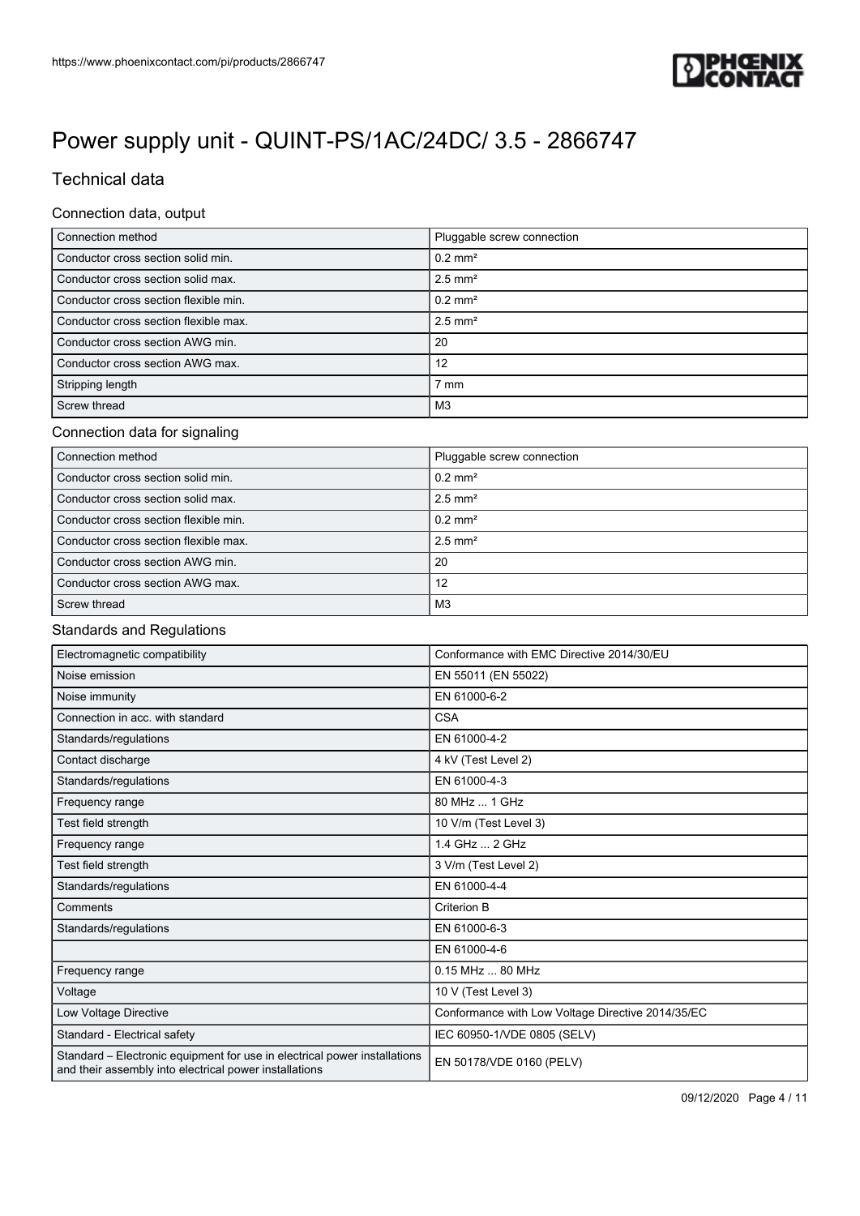# Power supply unit - QUINT-PS/1AC/24DC/ 3.5 - 2866747

## Technical data

### Connection data, output

| Connection method | Pluggable screw connection |
|---|---|
| Conductor cross section solid min. | 0.2 mm² |
| Conductor cross section solid max. | 2.5 mm² |
| Conductor cross section flexible min. | 0.2 mm² |
| Conductor cross section flexible max. | 2.5 mm² |
| Conductor cross section AWG min. | 20 |
| Conductor cross section AWG max. | 12 |
| Stripping length | 7 mm |
| Screw thread | M3 |

### Connection data for signaling

| Connection method | Pluggable screw connection |
|---|---|
| Conductor cross section solid min. | 0.2 mm² |
| Conductor cross section solid max. | 2.5 mm² |
| Conductor cross section flexible min. | 0.2 mm² |
| Conductor cross section flexible max. | 2.5 mm² |
| Conductor cross section AWG min. | 20 |
| Conductor cross section AWG max. | 12 |
| Screw thread | M3 |

### Standards and Regulations

| Electromagnetic compatibility | Conformance with EMC Directive 2014/30/EU |
|---|---|
| Noise emission | EN 55011 (EN 55022) |
| Noise immunity | EN 61000-6-2 |
| Connection in acc. with standard | CSA |
| Standards/regulations | EN 61000-4-2 |
| Contact discharge | 4 kV (Test Level 2) |
| Standards/regulations | EN 61000-4-3 |
| Frequency range | 80 MHz ... 1 GHz |
| Test field strength | 10 V/m (Test Level 3) |
| Frequency range | 1.4 GHz ... 2 GHz |
| Test field strength | 3 V/m (Test Level 2) |
| Standards/regulations | EN 61000-4-4 |
| Comments | Criterion B |
| Standards/regulations | EN 61000-6-3 |
| | EN 61000-4-6 |
| Frequency range | 0.15 MHz ... 80 MHz |
| Voltage | 10 V (Test Level 3) |
| Low Voltage Directive | Conformance with Low Voltage Directive 2014/35/EC |
| Standard - Electrical safety | IEC 60950-1/VDE 0805 (SELV) |
| Standard – Electronic equipment for use in electrical power installations and their assembly into electrical power installations | EN 50178/VDE 0160 (PELV) |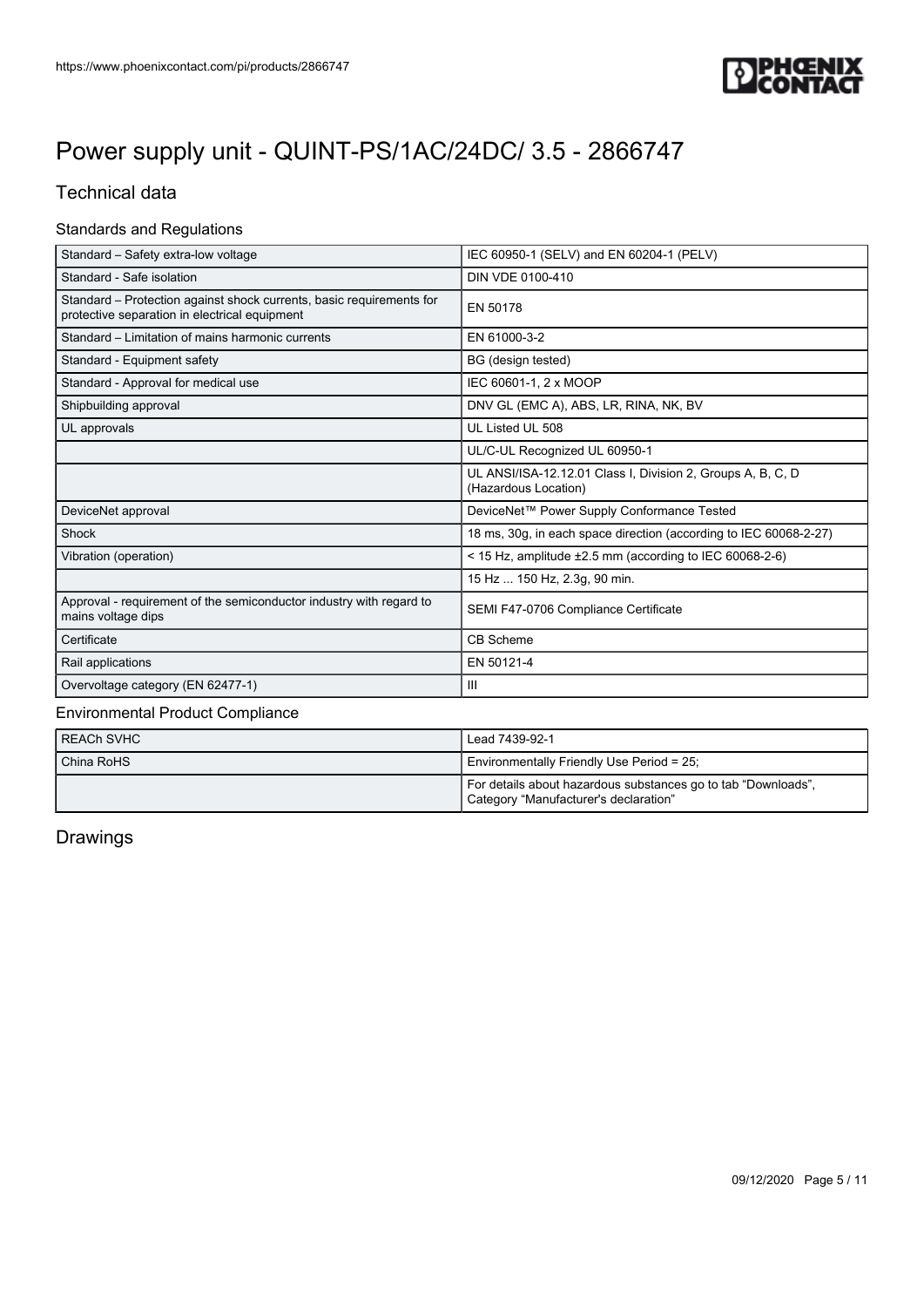# Power supply unit - QUINT-PS/1AC/24DC/ 3.5 - 2866747

## Technical data

### Standards and Regulations

| | |
|---|---|
| Standard – Safety extra-low voltage | IEC 60950-1 (SELV) and EN 60204-1 (PELV) |
| Standard - Safe isolation | DIN VDE 0100-410 |
| Standard – Protection against shock currents, basic requirements for protective separation in electrical equipment | EN 50178 |
| Standard – Limitation of mains harmonic currents | EN 61000-3-2 |
| Standard - Equipment safety | BG (design tested) |
| Standard - Approval for medical use | IEC 60601-1, 2 x MOOP |
| Shipbuilding approval | DNV GL (EMC A), ABS, LR, RINA, NK, BV |
| UL approvals | UL Listed UL 508 |
| | UL/C-UL Recognized UL 60950-1 |
| | UL ANSI/ISA-12.12.01 Class I, Division 2, Groups A, B, C, D (Hazardous Location) |
| DeviceNet approval | DeviceNet™ Power Supply Conformance Tested |
| Shock | 18 ms, 30g, in each space direction (according to IEC 60068-2-27) |
| Vibration (operation) | < 15 Hz, amplitude ±2.5 mm (according to IEC 60068-2-6) |
| | 15 Hz ... 150 Hz, 2.3g, 90 min. |
| Approval - requirement of the semiconductor industry with regard to mains voltage dips | SEMI F47-0706 Compliance Certificate |
| Certificate | CB Scheme |
| Rail applications | EN 50121-4 |
| Overvoltage category (EN 62477-1) | III |

### Environmental Product Compliance

| | |
|---|---|
| REACh SVHC | Lead 7439-92-1 |
| China RoHS | Environmentally Friendly Use Period = 25; |
| | For details about hazardous substances go to tab “Downloads”, Category “Manufacturer's declaration” |

## Drawings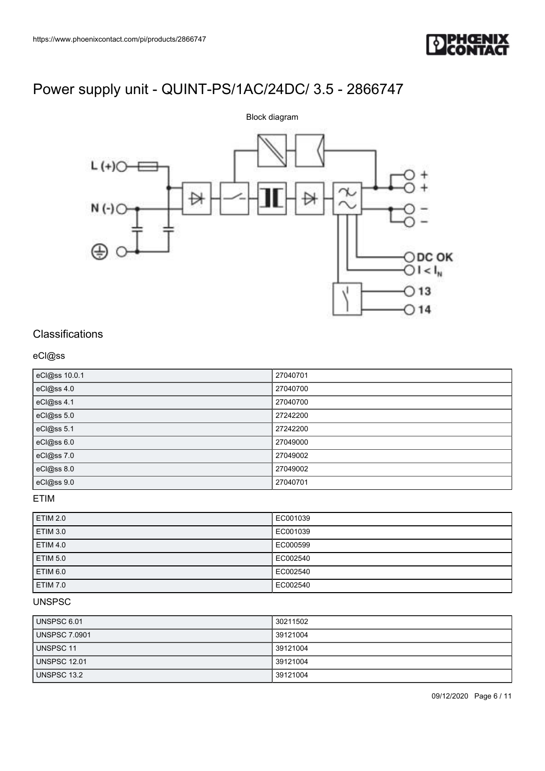# Power supply unit - QUINT-PS/1AC/24DC/ 3.5 - 2866747

Block diagram

## Classifications

### eCl@ss

| eCl@ss 10.0.1 | 27040701 |
|---|---|
| eCl@ss 4.0 | 27040700 |
| eCl@ss 4.1 | 27040700 |
| eCl@ss 5.0 | 27242200 |
| eCl@ss 5.1 | 27242200 |
| eCl@ss 6.0 | 27049000 |
| eCl@ss 7.0 | 27049002 |
| eCl@ss 8.0 | 27049002 |
| eCl@ss 9.0 | 27040701 |

### ETIM

| ETIM 2.0 | EC001039 |
|---|---|
| ETIM 3.0 | EC001039 |
| ETIM 4.0 | EC000599 |
| ETIM 5.0 | EC002540 |
| ETIM 6.0 | EC002540 |
| ETIM 7.0 | EC002540 |

### UNSPSC

| UNSPSC 6.01 | 30211502 |
|---|---|
| UNSPSC 7.0901 | 39121004 |
| UNSPSC 11 | 39121004 |
| UNSPSC 12.01 | 39121004 |
| UNSPSC 13.2 | 39121004 |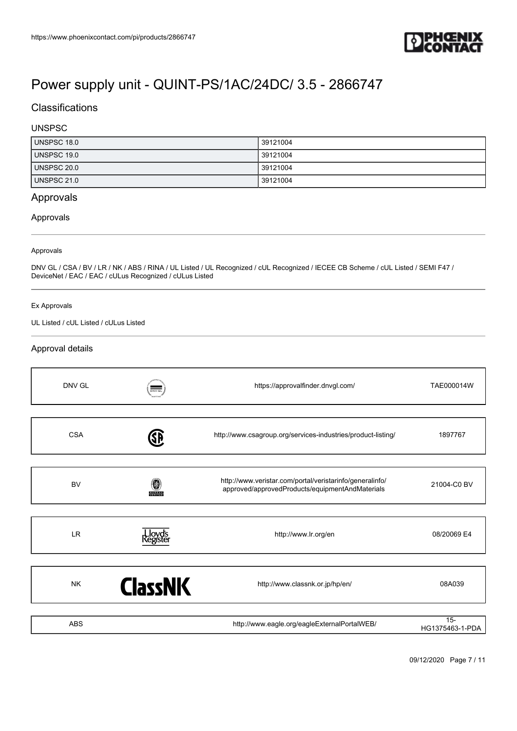# Power supply unit - QUINT-PS/1AC/24DC/ 3.5 - 2866747

## Classifications

### UNSPSC

| | |
|---|---|
| UNSPSC 18.0 | 39121004 |
| UNSPSC 19.0 | 39121004 |
| UNSPSC 20.0 | 39121004 |
| UNSPSC 21.0 | 39121004 |

## Approvals

### Approvals

Approvals

DNV GL / CSA / BV / LR / NK / ABS / RINA / UL Listed / UL Recognized / cUL Recognized / IECEE CB Scheme / cUL Listed / SEMI F47 / DeviceNet / EAC / EAC / cULus Recognized / cULus Listed

Ex Approvals

UL Listed / cUL Listed / cULus Listed

### Approval details

| | | |
|---|---|---|
| DNV GL | https://approvalfinder.dnvgl.com/ | TAE000014W |

| | | |
|---|---|---|
| CSA | http://www.csagroup.org/services-industries/product-listing/ | 1897767 |

| | | |
|---|---|---|
| BV | http://www.veristar.com/portal/veristarinfo/generalinfo/approved/approvedProducts/equipmentAndMaterials | 21004-C0 BV |

| | | |
|---|---|---|
| LR | http://www.lr.org/en | 08/20069 E4 |

| | | |
|---|---|---|
| NK | http://www.classnk.or.jp/hp/en/ | 08A039 |

| | | |
|---|---|---|
| ABS | http://www.eagle.org/eagleExternalPortalWEB/ | 15-HG1375463-1-PDA |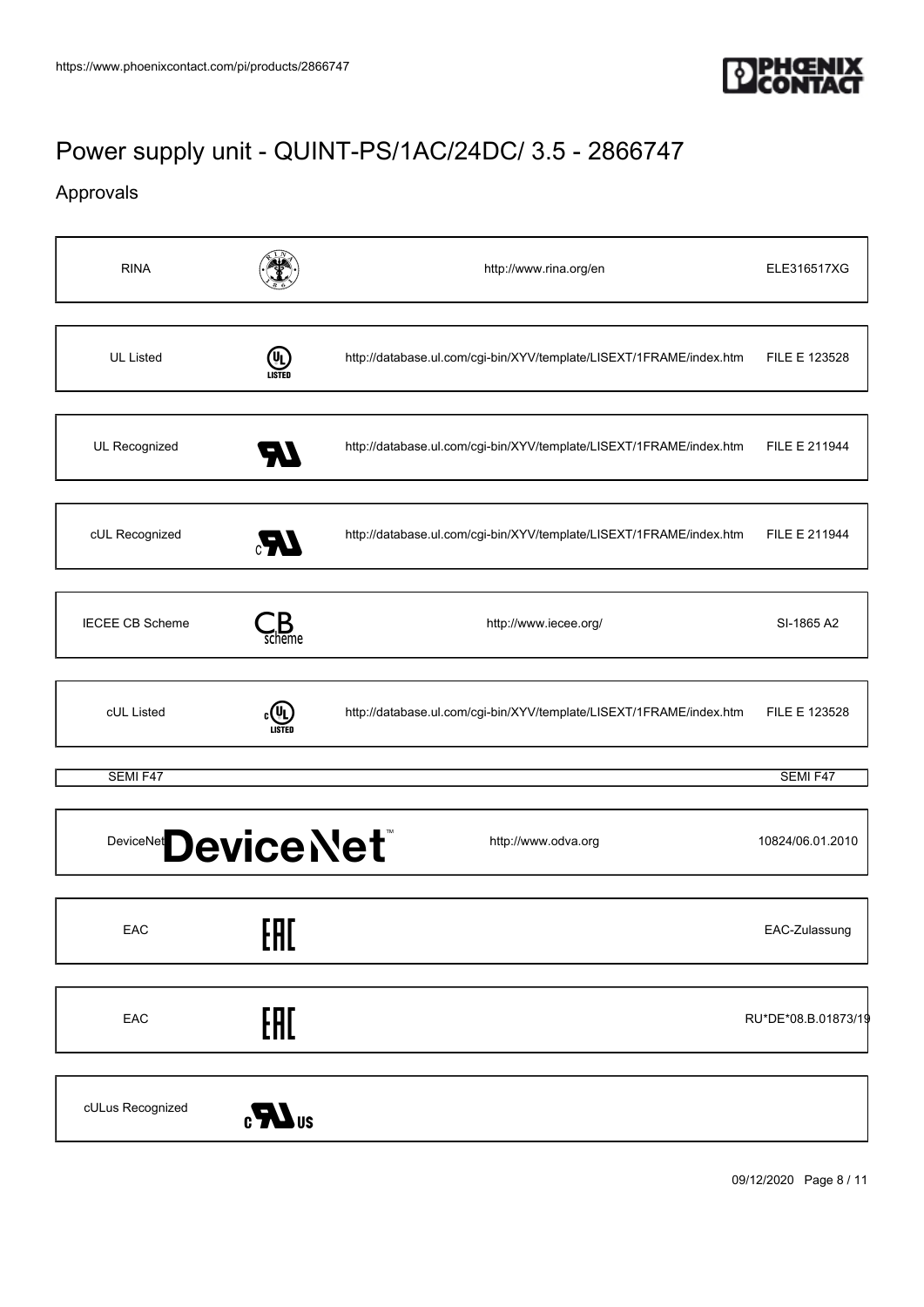# Power supply unit - QUINT-PS/1AC/24DC/ 3.5 - 2866747

## Approvals

| | | | |
|---|---|---|---|
| RINA | | http://www.rina.org/en | ELE316517XG |
| UL Listed | | http://database.ul.com/cgi-bin/XYV/template/LISEXT/1FRAME/index.htm | FILE E 123528 |
| UL Recognized | | http://database.ul.com/cgi-bin/XYV/template/LISEXT/1FRAME/index.htm | FILE E 211944 |
| cUL Recognized | | http://database.ul.com/cgi-bin/XYV/template/LISEXT/1FRAME/index.htm | FILE E 211944 |
| IECEE CB Scheme | | http://www.iecee.org/ | SI-1865 A2 |
| cUL Listed | | http://database.ul.com/cgi-bin/XYV/template/LISEXT/1FRAME/index.htm | FILE E 123528 |
| SEMI F47 | | | SEMI F47 |
| DeviceNet | | http://www.odva.org | 10824/06.01.2010 |
| EAC | | | EAC-Zulassung |
| EAC | | | RU*DE*08.B.01873/19 |
| cULus Recognized | | | |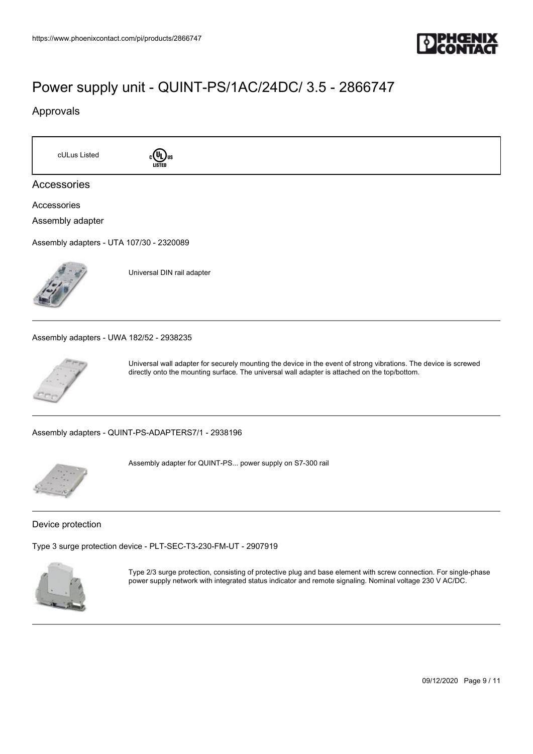# Power supply unit - QUINT-PS/1AC/24DC/ 3.5 - 2866747

## Approvals

| cULus Listed | |
|---|---|

## Accessories

Accessories

Assembly adapter

Assembly adapters - UTA 107/30 - 2320089

Universal DIN rail adapter

Assembly adapters - UWA 182/52 - 2938235

Universal wall adapter for securely mounting the device in the event of strong vibrations. The device is screwed directly onto the mounting surface. The universal wall adapter is attached on the top/bottom.

Assembly adapters - QUINT-PS-ADAPTERS7/1 - 2938196

Assembly adapter for QUINT-PS... power supply on S7-300 rail

Device protection

Type 3 surge protection device - PLT-SEC-T3-230-FM-UT - 2907919

Type 2/3 surge protection, consisting of protective plug and base element with screw connection. For single-phase power supply network with integrated status indicator and remote signaling. Nominal voltage 230 V AC/DC.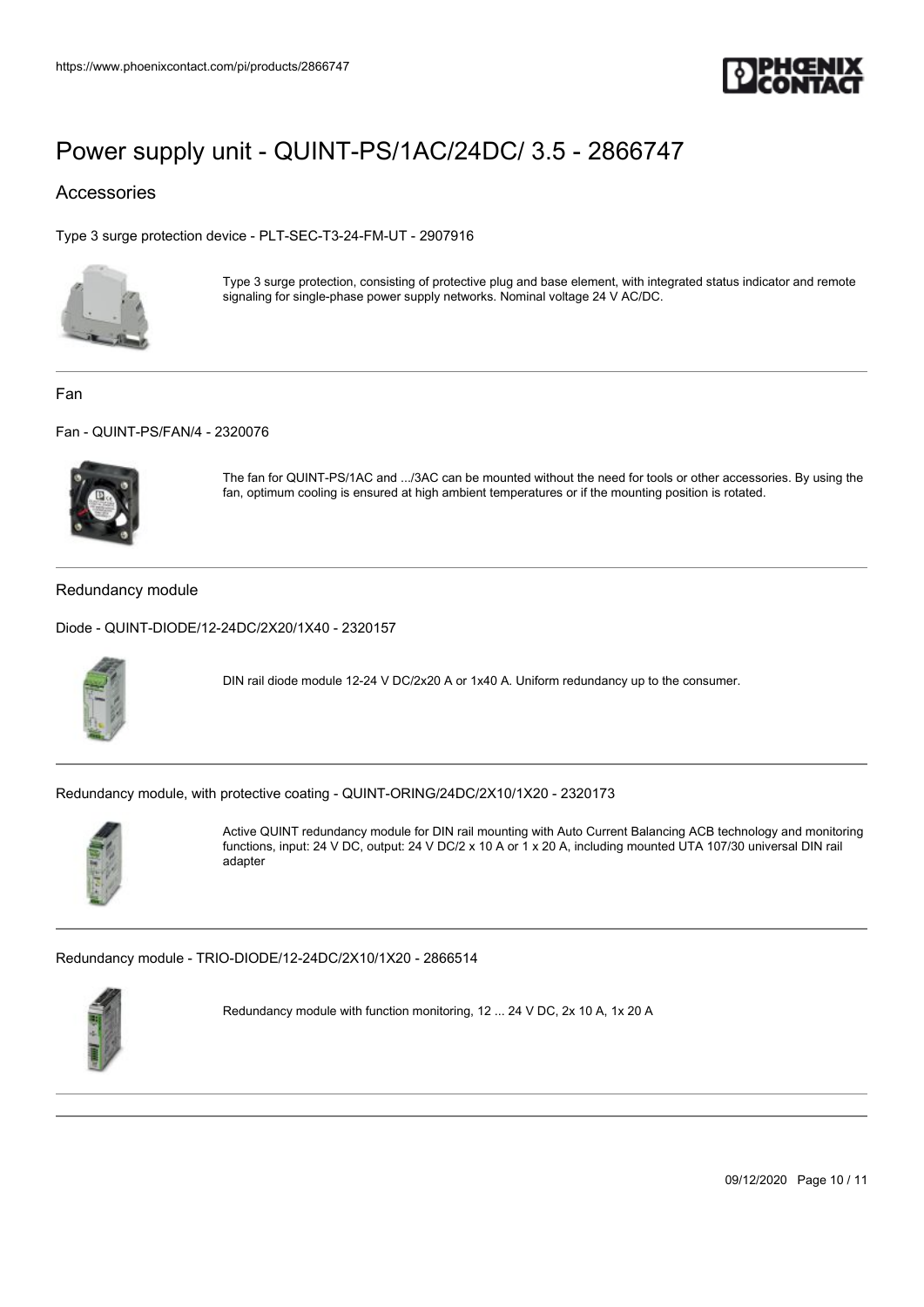# Power supply unit - QUINT-PS/1AC/24DC/ 3.5 - 2866747

## Accessories

Type 3 surge protection device - PLT-SEC-T3-24-FM-UT - 2907916

Type 3 surge protection, consisting of protective plug and base element, with integrated status indicator and remote signaling for single-phase power supply networks. Nominal voltage 24 V AC/DC.

---

### Fan

Fan - QUINT-PS/FAN/4 - 2320076

The fan for QUINT-PS/1AC and .../3AC can be mounted without the need for tools or other accessories. By using the fan, optimum cooling is ensured at high ambient temperatures or if the mounting position is rotated.

---

### Redundancy module

Diode - QUINT-DIODE/12-24DC/2X20/1X40 - 2320157

DIN rail diode module 12-24 V DC/2x20 A or 1x40 A. Uniform redundancy up to the consumer.

---

Redundancy module, with protective coating - QUINT-ORING/24DC/2X10/1X20 - 2320173

Active QUINT redundancy module for DIN rail mounting with Auto Current Balancing ACB technology and monitoring functions, input: 24 V DC, output: 24 V DC/2 x 10 A or 1 x 20 A, including mounted UTA 107/30 universal DIN rail adapter

---

Redundancy module - TRIO-DIODE/12-24DC/2X10/1X20 - 2866514

Redundancy module with function monitoring, 12 ... 24 V DC, 2x 10 A, 1x 20 A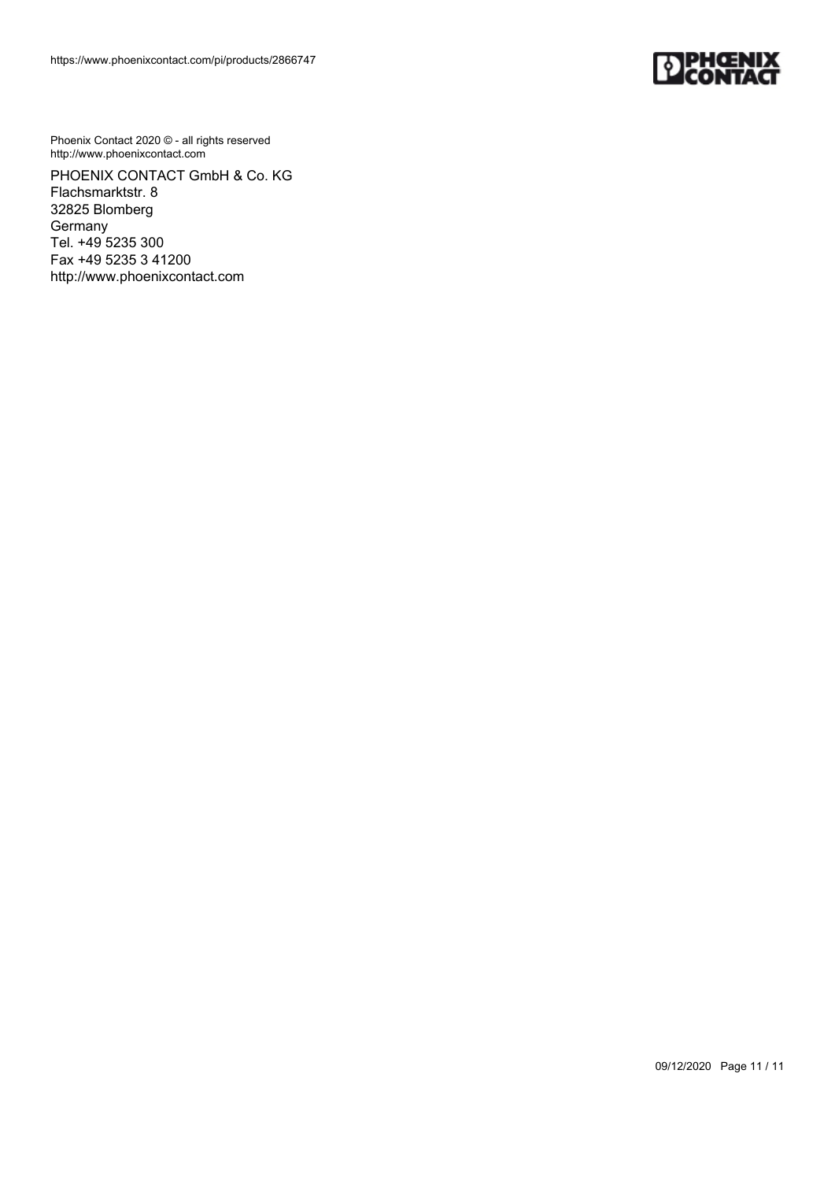Phoenix Contact 2020 © - all rights reserved
http://www.phoenixcontact.com

PHOENIX CONTACT GmbH & Co. KG
Flachsmarktstr. 8
32825 Blomberg
Germany
Tel. +49 5235 300
Fax +49 5235 3 41200
http://www.phoenixcontact.com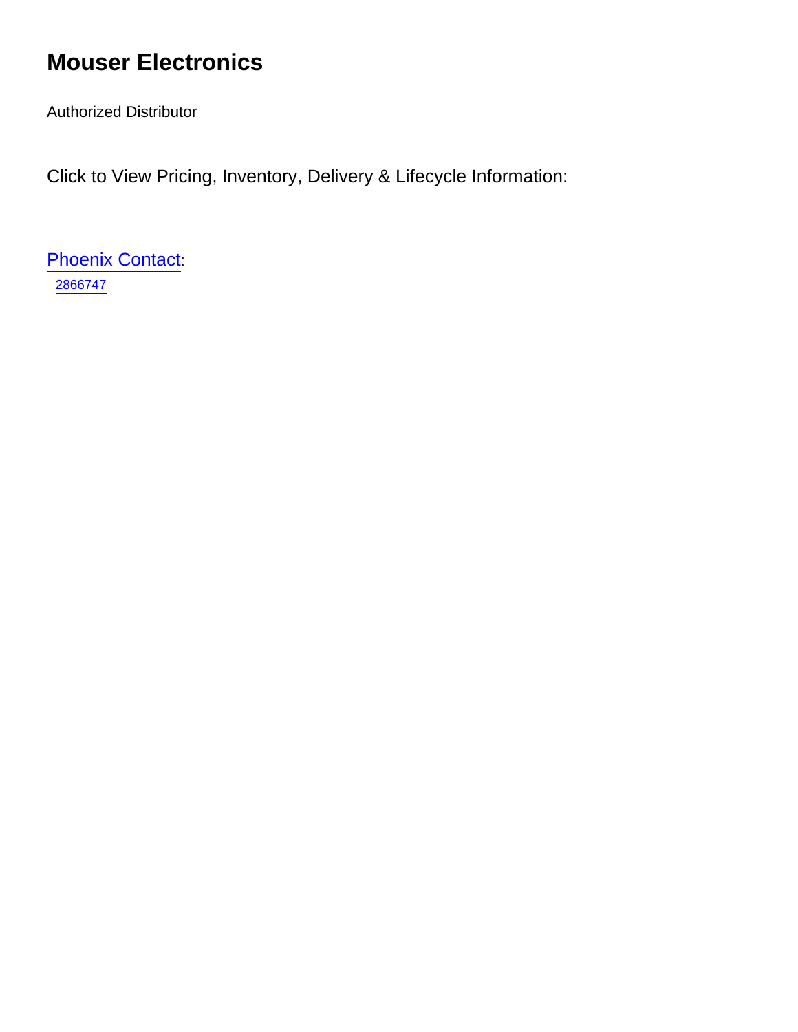# Mouser Electronics

Authorized Distributor

Click to View Pricing, Inventory, Delivery & Lifecycle Information:

[Phoenix Contact](#):

[2866747](#)